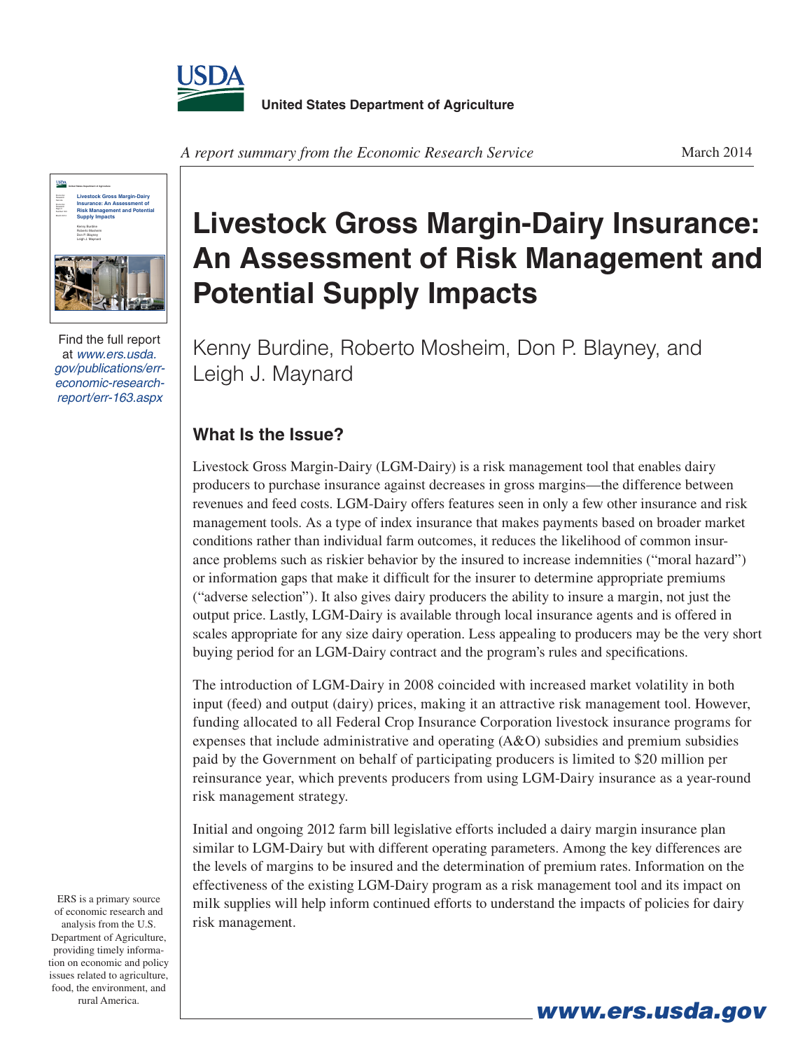United States Department of Agriculture

*A report summary from the Economic Research Service*

March 2014

Find the full report at *www.ers.usda.gov/publications/err-economic-research-report/err-163.aspx*

# Livestock Gross Margin-Dairy Insurance: An Assessment of Risk Management and Potential Supply Impacts

Kenny Burdine, Roberto Mosheim, Don P. Blayney, and Leigh J. Maynard

## What Is the Issue?

Livestock Gross Margin-Dairy (LGM-Dairy) is a risk management tool that enables dairy producers to purchase insurance against decreases in gross margins—the difference between revenues and feed costs. LGM-Dairy offers features seen in only a few other insurance and risk management tools. As a type of index insurance that makes payments based on broader market conditions rather than individual farm outcomes, it reduces the likelihood of common insurance problems such as riskier behavior by the insured to increase indemnities ("moral hazard") or information gaps that make it difficult for the insurer to determine appropriate premiums ("adverse selection"). It also gives dairy producers the ability to insure a margin, not just the output price. Lastly, LGM-Dairy is available through local insurance agents and is offered in scales appropriate for any size dairy operation. Less appealing to producers may be the very short buying period for an LGM-Dairy contract and the program's rules and specifications.

The introduction of LGM-Dairy in 2008 coincided with increased market volatility in both input (feed) and output (dairy) prices, making it an attractive risk management tool. However, funding allocated to all Federal Crop Insurance Corporation livestock insurance programs for expenses that include administrative and operating (A&O) subsidies and premium subsidies paid by the Government on behalf of participating producers is limited to $20 million per reinsurance year, which prevents producers from using LGM-Dairy insurance as a year-round risk management strategy.

Initial and ongoing 2012 farm bill legislative efforts included a dairy margin insurance plan similar to LGM-Dairy but with different operating parameters. Among the key differences are the levels of margins to be insured and the determination of premium rates. Information on the effectiveness of the existing LGM-Dairy program as a risk management tool and its impact on milk supplies will help inform continued efforts to understand the impacts of policies for dairy risk management.

ERS is a primary source of economic research and analysis from the U.S. Department of Agriculture, providing timely information on economic and policy issues related to agriculture, food, the environment, and rural America.

**www.ers.usda.gov**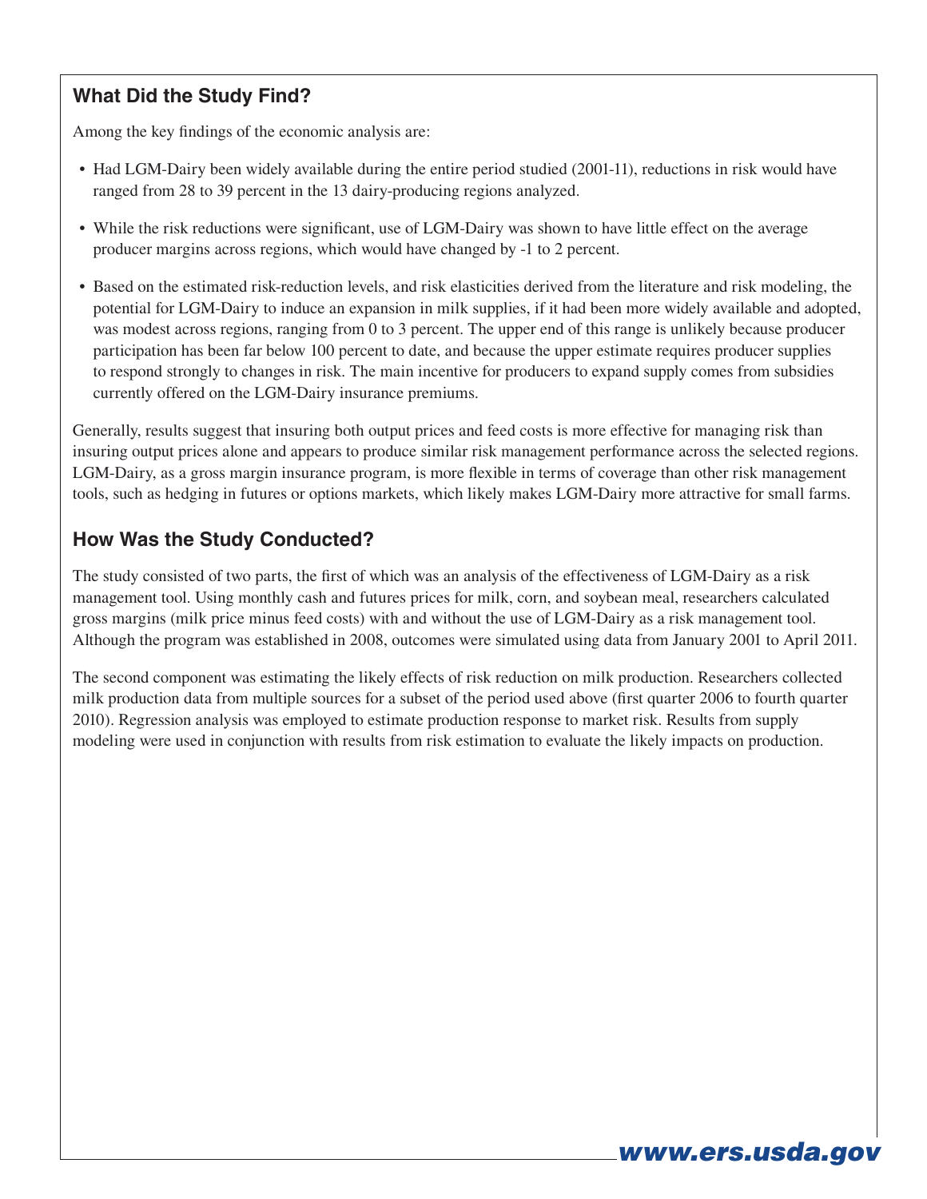## What Did the Study Find?

Among the key findings of the economic analysis are:

- Had LGM-Dairy been widely available during the entire period studied (2001-11), reductions in risk would have ranged from 28 to 39 percent in the 13 dairy-producing regions analyzed.
- While the risk reductions were significant, use of LGM-Dairy was shown to have little effect on the average producer margins across regions, which would have changed by -1 to 2 percent.
- Based on the estimated risk-reduction levels, and risk elasticities derived from the literature and risk modeling, the potential for LGM-Dairy to induce an expansion in milk supplies, if it had been more widely available and adopted, was modest across regions, ranging from 0 to 3 percent. The upper end of this range is unlikely because producer participation has been far below 100 percent to date, and because the upper estimate requires producer supplies to respond strongly to changes in risk. The main incentive for producers to expand supply comes from subsidies currently offered on the LGM-Dairy insurance premiums.

Generally, results suggest that insuring both output prices and feed costs is more effective for managing risk than insuring output prices alone and appears to produce similar risk management performance across the selected regions. LGM-Dairy, as a gross margin insurance program, is more flexible in terms of coverage than other risk management tools, such as hedging in futures or options markets, which likely makes LGM-Dairy more attractive for small farms.

## How Was the Study Conducted?

The study consisted of two parts, the first of which was an analysis of the effectiveness of LGM-Dairy as a risk management tool. Using monthly cash and futures prices for milk, corn, and soybean meal, researchers calculated gross margins (milk price minus feed costs) with and without the use of LGM-Dairy as a risk management tool. Although the program was established in 2008, outcomes were simulated using data from January 2001 to April 2011.

The second component was estimating the likely effects of risk reduction on milk production. Researchers collected milk production data from multiple sources for a subset of the period used above (first quarter 2006 to fourth quarter 2010). Regression analysis was employed to estimate production response to market risk. Results from supply modeling were used in conjunction with results from risk estimation to evaluate the likely impacts on production.